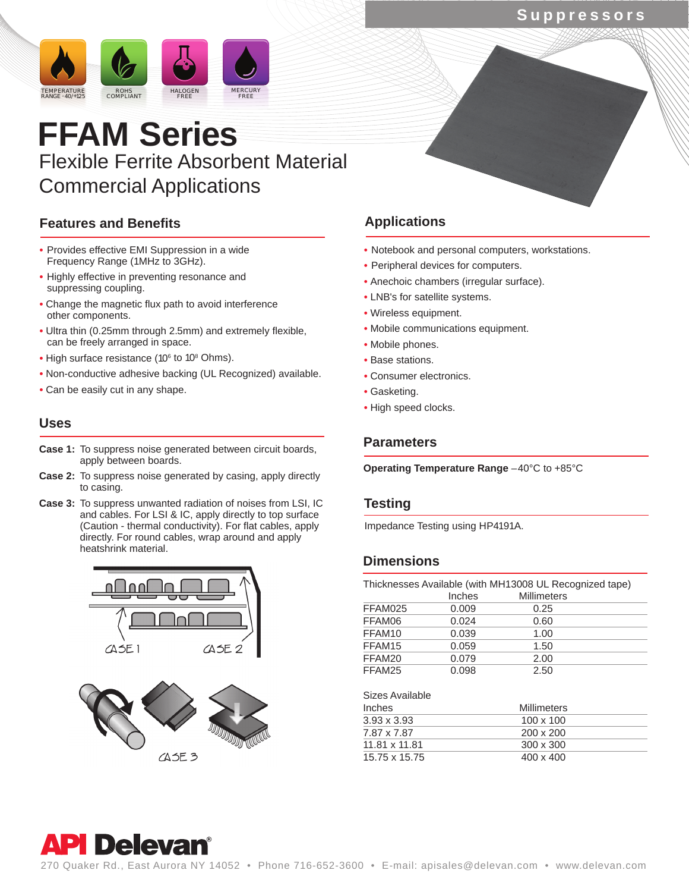Suppressors

TEMPERATURE RANGE -40/+125 · ROHS COMPLIANT · HALOGEN FREE · MERCURY FREE

# FFAM Series

## Flexible Ferrite Absorbent Material
## Commercial Applications

### Features and Benefits

- Provides effective EMI Suppression in a wide Frequency Range (1MHz to 3GHz).
- Highly effective in preventing resonance and suppressing coupling.
- Change the magnetic flux path to avoid interference other components.
- Ultra thin (0.25mm through 2.5mm) and extremely flexible, can be freely arranged in space.
- High surface resistance ($10^6$ to $10^8$ Ohms).
- Non-conductive adhesive backing (UL Recognized) available.
- Can be easily cut in any shape.

### Uses

**Case 1:** To suppress noise generated between circuit boards, apply between boards.

**Case 2:** To suppress noise generated by casing, apply directly to casing.

**Case 3:** To suppress unwanted radiation of noises from LSI, IC and cables. For LSI & IC, apply directly to top surface (Caution - thermal conductivity). For flat cables, apply directly. For round cables, wrap around and apply heatshrink material.

CASE 1 CASE 2

CASE 3

### Applications

- Notebook and personal computers, workstations.
- Peripheral devices for computers.
- Anechoic chambers (irregular surface).
- LNB's for satellite systems.
- Wireless equipment.
- Mobile communications equipment.
- Mobile phones.
- Base stations.
- Consumer electronics.
- Gasketing.
- High speed clocks.

### Parameters

**Operating Temperature Range** –40°C to +85°C

### Testing

Impedance Testing using HP4191A.

### Dimensions

Thicknesses Available (with MH13008 UL Recognized tape)

| | Inches | Millimeters |
|---|---|---|
| FFAM025 | 0.009 | 0.25 |
| FFAM06 | 0.024 | 0.60 |
| FFAM10 | 0.039 | 1.00 |
| FFAM15 | 0.059 | 1.50 |
| FFAM20 | 0.079 | 2.00 |
| FFAM25 | 0.098 | 2.50 |

Sizes Available

| Inches | Millimeters |
|---|---|
| 3.93 x 3.93 | 100 x 100 |
| 7.87 x 7.87 | 200 x 200 |
| 11.81 x 11.81 | 300 x 300 |
| 15.75 x 15.75 | 400 x 400 |

**API Delevan®**

270 Quaker Rd., East Aurora NY 14052 • Phone 716-652-3600 • E-mail: apisales@delevan.com • www.delevan.com